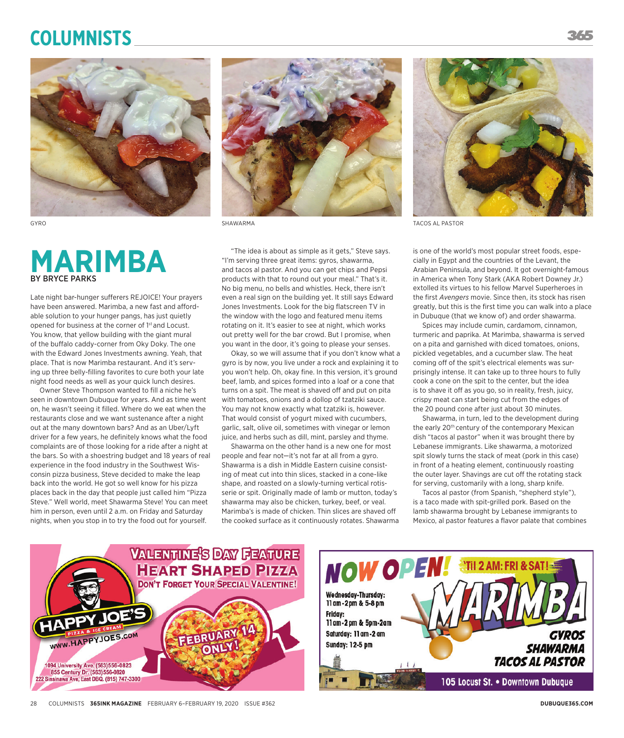GYRO

SHAWARMA

TACOS AL PASTOR

# MARIMBA

BY BRYCE PARKS

Late night bar-hunger sufferers REJOICE! Your prayers have been answered. Marimba, a new fast and affordable solution to your hunger pangs, has just quietly opened for business at the corner of 1st and Locust. You know, that yellow building with the giant mural of the buffalo caddy-corner from Oky Doky. The one with the Edward Jones Investments awning. Yeah, that place. That is now Marimba restaurant. And it's serving up three belly-filling favorites to cure both your late night food needs as well as your quick lunch desires.

Owner Steve Thompson wanted to fill a niche he's seen in downtown Dubuque for years. And as time went on, he wasn't seeing it filled. Where do we eat when the restaurants close and we want sustenance after a night out at the many downtown bars? And as an Uber/Lyft driver for a few years, he definitely knows what the food complaints are of those looking for a ride after a night at the bars. So with a shoestring budget and 18 years of real experience in the food industry in the Southwest Wisconsin pizza business, Steve decided to make the leap back into the world. He got so well know for his pizza places back in the day that people just called him "Pizza Steve." Well world, meet Shawarma Steve! You can meet him in person, even until 2 a.m. on Friday and Saturday nights, when you stop in to try the food out for yourself.

"The idea is about as simple as it gets," Steve says. "I'm serving three great items: gyros, shawarma, and tacos al pastor. And you can get chips and Pepsi products with that to round out your meal." That's it. No big menu, no bells and whistles. Heck, there isn't even a real sign on the building yet. It still says Edward Jones Investments. Look for the big flatscreen TV in the window with the logo and featured menu items rotating on it. It's easier to see at night, which works out pretty well for the bar crowd. But I promise, when you want in the door, it's going to please your senses.

Okay, so we will assume that if you don't know what a gyro is by now, you live under a rock and explaining it to you won't help. Oh, okay fine. In this version, it's ground beef, lamb, and spices formed into a loaf or a cone that turns on a spit. The meat is shaved off and put on pita with tomatoes, onions and a dollop of tzatziki sauce. You may not know exactly what tzatziki is, however. That would consist of yogurt mixed with cucumbers, garlic, salt, olive oil, sometimes with vinegar or lemon juice, and herbs such as dill, mint, parsley and thyme.

Shawarma on the other hand is a new one for most people and fear not—it's not far at all from a gyro. Shawarma is a dish in Middle Eastern cuisine consisting of meat cut into thin slices, stacked in a cone-like shape, and roasted on a slowly-turning vertical rotisserie or spit. Originally made of lamb or mutton, today's shawarma may also be chicken, turkey, beef, or veal. Marimba's is made of chicken. Thin slices are shaved off the cooked surface as it continuously rotates. Shawarma is one of the world's most popular street foods, especially in Egypt and the countries of the Levant, the Arabian Peninsula, and beyond. It got overnight-famous in America when Tony Stark (AKA Robert Downey Jr.) extolled its virtues to his fellow Marvel Superheroes in the first *Avengers* movie. Since then, its stock has risen greatly, but this is the first time you can walk into a place in Dubuque (that we know of) and order shawarma.

Spices may include cumin, cardamom, cinnamon, turmeric and paprika. At Marimba, shawarma is served on a pita and garnished with diced tomatoes, onions, pickled vegetables, and a cucumber slaw. The heat coming off of the spit's electrical elements was surprisingly intense. It can take up to three hours to fully cook a cone on the spit to the center, but the idea is to shave it off as you go, so in reality, fresh, juicy, crispy meat can start being cut from the edges of the 20 pound cone after just about 30 minutes.

Shawarma, in turn, led to the development during the early 20th century of the contemporary Mexican dish "tacos al pastor" when it was brought there by Lebanese immigrants. Like shawarma, a motorized spit slowly turns the stack of meat (pork in this case) in front of a heating element, continuously roasting the outer layer. Shavings are cut off the rotating stack for serving, customarily with a long, sharp knife.

Tacos al pastor (from Spanish, "shepherd style"), is a taco made with spit-grilled pork. Based on the lamb shawarma brought by Lebanese immigrants to Mexico, al pastor features a flavor palate that combines

VALENTINE'S DAY FEATURE
HEART SHAPED PIZZA
DON'T FORGET YOUR SPECIAL VALENTINE!

HAPPY JOE'S PIZZA & ICE CREAM
WWW.HAPPYJOES.COM

FEBRUARY 14 ONLY!

1094 University Ave. (563)556-0823
855 Century Dr. (563)556-0820
222 Sinsinawa Ave, East DBQ. (815) 747-3300

NOW OPEN! 'Til 2 AM: FRI & SAT!

Wednesday-Thursday: 11am-2pm & 5-8pm
Friday: 11am-2pm & 5pm-2am
Saturday: 11am-2am
Sunday: 12-5 pm

MARIMBA
GYROS
SHAWARMA
TACOS AL PASTOR

105 Locust St. • Downtown Dubuque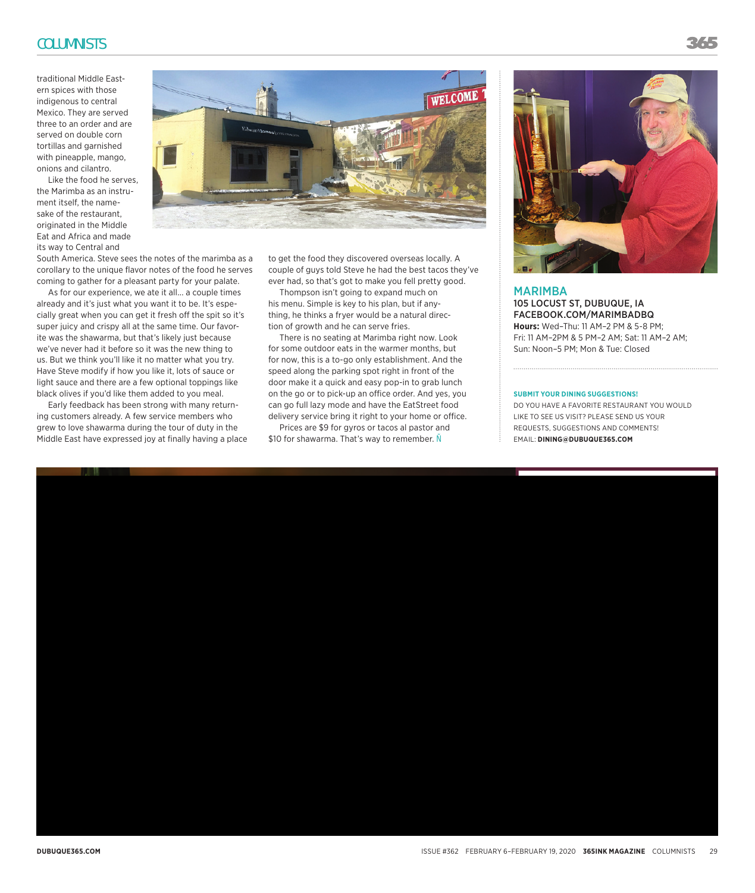traditional Middle Eastern spices with those indigenous to central Mexico. They are served three to an order and are served on double corn tortillas and garnished with pineapple, mango, onions and cilantro.

Like the food he serves, the Marimba as an instrument itself, the namesake of the restaurant, originated in the Middle Eat and Africa and made its way to Central and South America. Steve sees the notes of the marimba as a corollary to the unique flavor notes of the food he serves coming to gather for a pleasant party for your palate.

As for our experience, we ate it all… a couple times already and it's just what you want it to be. It's especially great when you can get it fresh off the spit so it's super juicy and crispy all at the same time. Our favorite was the shawarma, but that's likely just because we've never had it before so it was the new thing to us. But we think you'll like it no matter what you try. Have Steve modify if how you like it, lots of sauce or light sauce and there are a few optional toppings like black olives if you'd like them added to you meal.

Early feedback has been strong with many returning customers already. A few service members who grew to love shawarma during the tour of duty in the Middle East have expressed joy at finally having a place to get the food they discovered overseas locally. A couple of guys told Steve he had the best tacos they've ever had, so that's got to make you fell pretty good.

Thompson isn't going to expand much on his menu. Simple is key to his plan, but if anything, he thinks a fryer would be a natural direction of growth and he can serve fries.

There is no seating at Marimba right now. Look for some outdoor eats in the warmer months, but for now, this is a to-go only establishment. And the speed along the parking spot right in front of the door make it a quick and easy pop-in to grab lunch on the go or to pick-up an office order. And yes, you can go full lazy mode and have the EatStreet food delivery service bring it right to your home or office.

Prices are $9 for gyros or tacos al pastor and $10 for shawarma. That's way to remember.

## MARIMBA

**105 LOCUST ST, DUBUQUE, IA**
**FACEBOOK.COM/MARIMBADBQ**

**Hours:** Wed–Thu: 11 AM–2 PM & 5-8 PM; Fri: 11 AM–2PM & 5 PM–2 AM; Sat: 11 AM–2 AM; Sun: Noon–5 PM; Mon & Tue: Closed

**SUBMIT YOUR DINING SUGGESTIONS!**

DO YOU HAVE A FAVORITE RESTAURANT YOU WOULD LIKE TO SEE US VISIT? PLEASE SEND US YOUR REQUESTS, SUGGESTIONS AND COMMENTS!
EMAIL: **DINING@DUBUQUE365.COM**